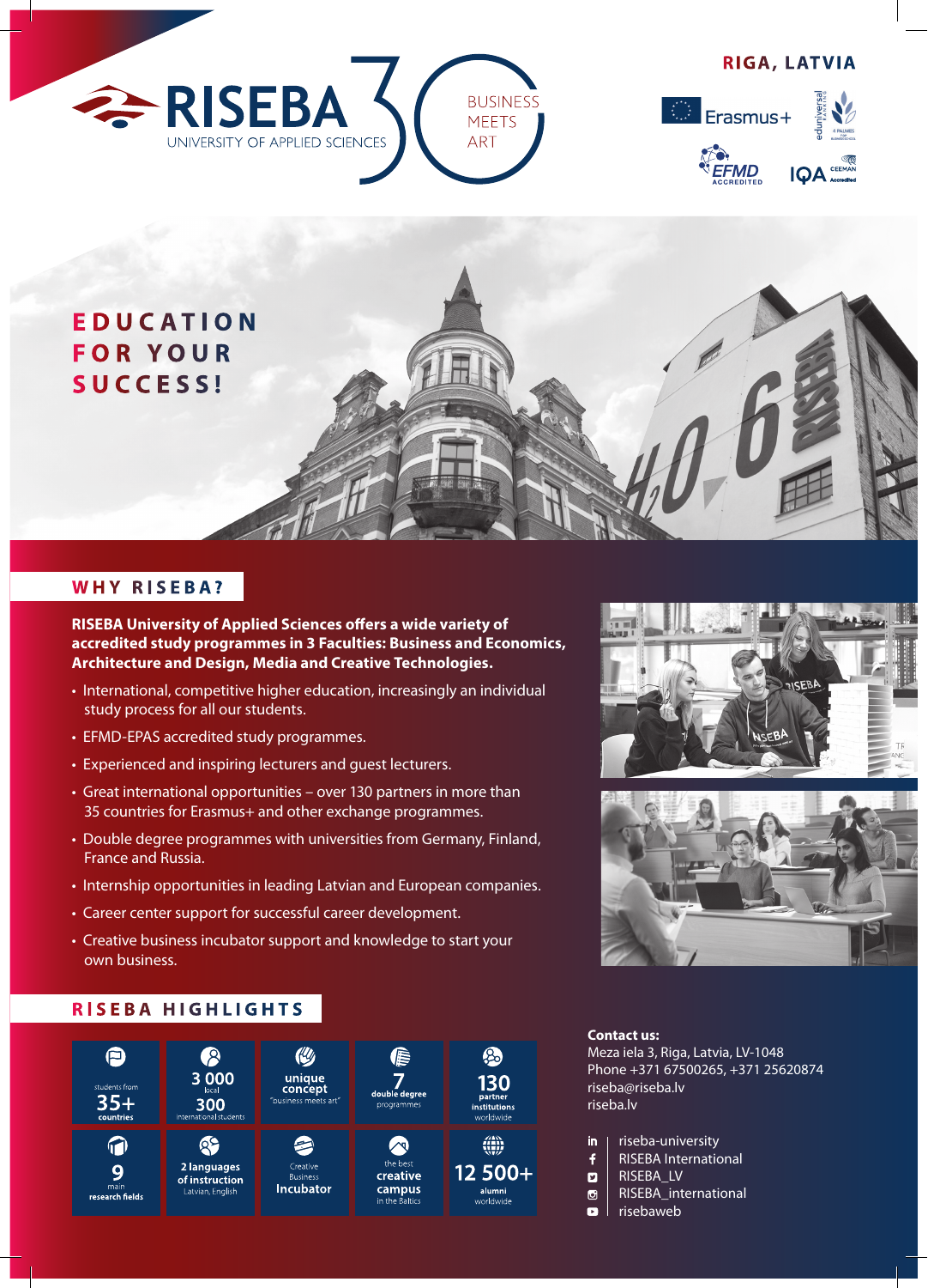# RISEBA University of Applied Sciences

BUSINESS MEETS ART

RIGA, LATVIA

Erasmus+ | eduniversal | EFMD Accredited | IQA CEEMAN Accredited

# EDUCATION FOR YOUR SUCCESS!

## WHY RISEBA?

**RISEBA University of Applied Sciences offers a wide variety of accredited study programmes in 3 Faculties: Business and Economics, Architecture and Design, Media and Creative Technologies.**

- International, competitive higher education, increasingly an individual study process for all our students.
- EFMD-EPAS accredited study programmes.
- Experienced and inspiring lecturers and guest lecturers.
- Great international opportunities – over 130 partners in more than 35 countries for Erasmus+ and other exchange programmes.
- Double degree programmes with universities from Germany, Finland, France and Russia.
- Internship opportunities in leading Latvian and European companies.
- Career center support for successful career development.
- Creative business incubator support and knowledge to start your own business.

## RISEBA HIGHLIGHTS

- students from **35+ countries**
- **3 000** local, **300** international students
- **unique concept** "business meets art"
- **7 double degree** programmes
- **130 partner institutions** worldwide
- **9** main **research fields**
- **2 languages of instruction** Latvian, English
- Creative Business **Incubator**
- the best **creative campus** in the Baltics
- **12 500+ alumni** worldwide

**Contact us:**
Meza iela 3, Riga, Latvia, LV-1048
Phone +371 67500265, +371 25620874
riseba@riseba.lv
riseba.lv

- in: riseba-university
- f: RISEBA International
- RISEBA_LV
- RISEBA_international
- risebaweb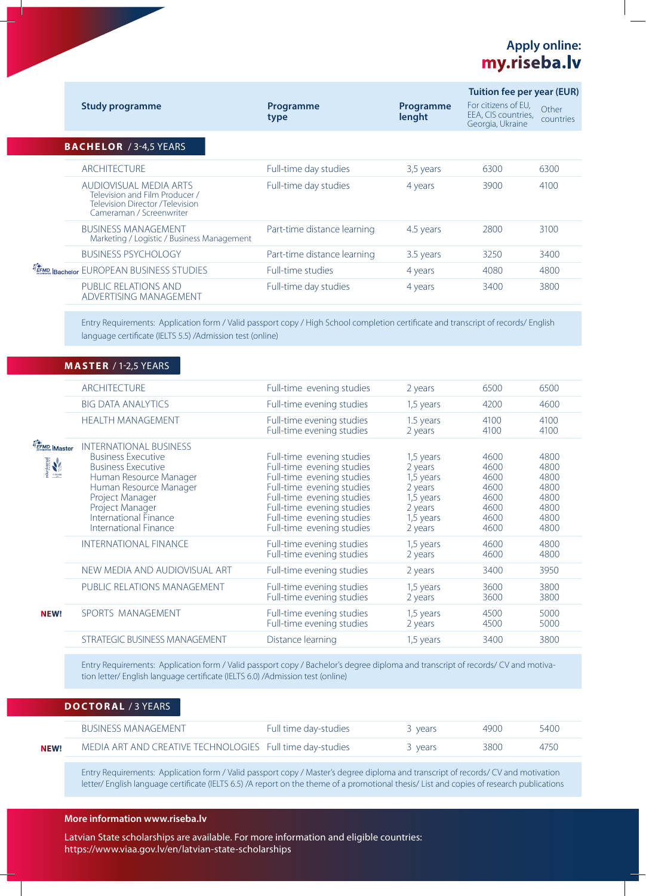**Apply online:**
**my.riseba.lv**

| Study programme | Programme type | Programme lenght | Tuition fee per year (EUR) For citizens of EU, EEA, CIS countries, Georgia, Ukraine | Other countries |
|---|---|---|---|---|
| **BACHELOR** / 3-4,5 YEARS | | | | |
| ARCHITECTURE | Full-time day studies | 3,5 years | 6300 | 6300 |
| AUDIOVISUAL MEDIA ARTS Television and Film Producer / Television Director / Television Cameraman / Screenwriter | Full-time day studies | 4 years | 3900 | 4100 |
| BUSINESS MANAGEMENT Marketing / Logistic / Business Management | Part-time distance learning | 4.5 years | 2800 | 3100 |
| BUSINESS PSYCHOLOGY | Part-time distance learning | 3.5 years | 3250 | 3400 |
| EFMD Bachelor EUROPEAN BUSINESS STUDIES | Full-time studies | 4 years | 4080 | 4800 |
| PUBLIC RELATIONS AND ADVERTISING MANAGEMENT | Full-time day studies | 4 years | 3400 | 3800 |

Entry Requirements: Application form / Valid passport copy / High School completion certificate and transcript of records/ English language certificate (IELTS 5.5) /Admission test (online)

| Study programme | Programme type | Programme lenght | For citizens of EU, EEA, CIS countries, Georgia, Ukraine | Other countries |
|---|---|---|---|---|
| **MASTER** / 1-2,5 YEARS | | | | |
| ARCHITECTURE | Full-time evening studies | 2 years | 6500 | 6500 |
| BIG DATA ANALYTICS | Full-time evening studies | 1,5 years | 4200 | 4600 |
| HEALTH MANAGEMENT | Full-time evening studies | 1.5 years | 4100 | 4100 |
| | Full-time evening studies | 2 years | 4100 | 4100 |
| EFMD Master INTERNATIONAL BUSINESS | | | | |
| Business Executive | Full-time evening studies | 1,5 years | 4600 | 4800 |
| Business Executive | Full-time evening studies | 2 years | 4600 | 4800 |
| Human Resource Manager | Full-time evening studies | 1,5 years | 4600 | 4800 |
| Human Resource Manager | Full-time evening studies | 2 years | 4600 | 4800 |
| Project Manager | Full-time evening studies | 1,5 years | 4600 | 4800 |
| Project Manager | Full-time evening studies | 2 years | 4600 | 4800 |
| International Finance | Full-time evening studies | 1,5 years | 4600 | 4800 |
| International Finance | Full-time evening studies | 2 years | 4600 | 4800 |
| INTERNATIONAL FINANCE | Full-time evening studies | 1,5 years | 4600 | 4800 |
| | Full-time evening studies | 2 years | 4600 | 4800 |
| NEW MEDIA AND AUDIOVISUAL ART | Full-time evening studies | 2 years | 3400 | 3950 |
| PUBLIC RELATIONS MANAGEMENT | Full-time evening studies | 1,5 years | 3600 | 3800 |
| | Full-time evening studies | 2 years | 3600 | 3800 |
| **NEW!** SPORTS MANAGEMENT | Full-time evening studies | 1,5 years | 4500 | 5000 |
| | Full-time evening studies | 2 years | 4500 | 5000 |
| STRATEGIC BUSINESS MANAGEMENT | Distance learning | 1,5 years | 3400 | 3800 |

Entry Requirements: Application form / Valid passport copy / Bachelor's degree diploma and transcript of records/ CV and motivation letter/ English language certificate (IELTS 6.0) /Admission test (online)

| Study programme | Programme type | Programme lenght | For citizens of EU, EEA, CIS countries, Georgia, Ukraine | Other countries |
|---|---|---|---|---|
| **DOCTORAL** / 3 YEARS | | | | |
| BUSINESS MANAGEMENT | Full time day-studies | 3 years | 4900 | 5400 |
| **NEW!** MEDIA ART AND CREATIVE TECHNOLOGIES | Full time day-studies | 3 years | 3800 | 4750 |

Entry Requirements: Application form / Valid passport copy / Master's degree diploma and transcript of records/ CV and motivation letter/ English language certificate (IELTS 6.5) /A report on the theme of a promotional thesis/ List and copies of research publications

**More information www.riseba.lv**

Latvian State scholarships are available. For more information and eligible countries:
https://www.viaa.gov.lv/en/latvian-state-scholarships